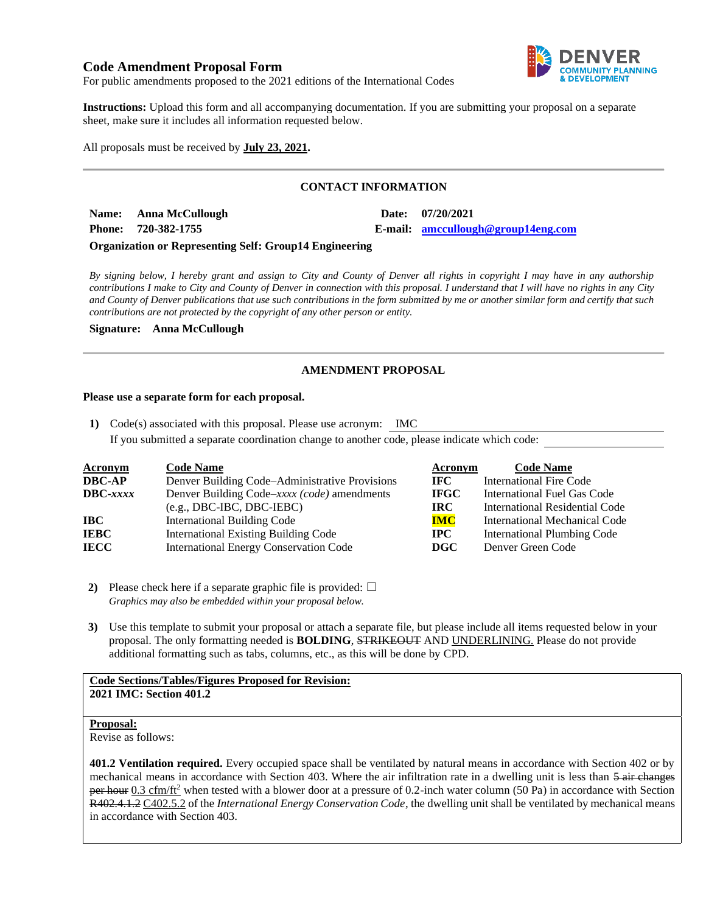# Code Amendment Proposal Form

For public amendments proposed to the 2021 editions of the International Codes

**Instructions:** Upload this form and all accompanying documentation. If you are submitting your proposal on a separate sheet, make sure it includes all information requested below.

All proposals must be received by **July 23, 2021.**

---

## CONTACT INFORMATION

**Name:** Anna McCullough **Date:** 07/20/2021

**Phone:** 720-382-1755 **E-mail:** amccullough@group14eng.com

**Organization or Representing Self: Group14 Engineering**

*By signing below, I hereby grant and assign to City and County of Denver all rights in copyright I may have in any authorship contributions I make to City and County of Denver in connection with this proposal. I understand that I will have no rights in any City and County of Denver publications that use such contributions in the form submitted by me or another similar form and certify that such contributions are not protected by the copyright of any other person or entity.*

**Signature:** Anna McCullough

---

## AMENDMENT PROPOSAL

**Please use a separate form for each proposal.**

1) Code(s) associated with this proposal. Please use acronym: IMC
   If you submitted a separate coordination change to another code, please indicate which code:

| Acronym | Code Name | Acronym | Code Name |
|---|---|---|---|
| **DBC-AP** | Denver Building Code–Administrative Provisions | **IFC** | International Fire Code |
| **DBC-*xxxx*** | Denver Building Code–*xxxx (code)* amendments (e.g., DBC-IBC, DBC-IEBC) | **IFGC** | International Fuel Gas Code |
| | | **IRC** | International Residential Code |
| **IBC** | International Building Code | **IMC** | International Mechanical Code |
| **IEBC** | International Existing Building Code | **IPC** | International Plumbing Code |
| **IECC** | International Energy Conservation Code | **DGC** | Denver Green Code |

2) Please check here if a separate graphic file is provided: ☐
   *Graphics may also be embedded within your proposal below.*

3) Use this template to submit your proposal or attach a separate file, but please include all items requested below in your proposal. The only formatting needed is **BOLDING**, ~~STRIKEOUT~~ AND UNDERLINING. Please do not provide additional formatting such as tabs, columns, etc., as this will be done by CPD.

**Code Sections/Tables/Figures Proposed for Revision:**
**2021 IMC: Section 401.2**

**Proposal:**
Revise as follows:

**401.2 Ventilation required.** Every occupied space shall be ventilated by natural means in accordance with Section 402 or by mechanical means in accordance with Section 403. Where the air infiltration rate in a dwelling unit is less than ~~5 air changes per hour~~ 0.3 cfm/ft$^2$ when tested with a blower door at a pressure of 0.2-inch water column (50 Pa) in accordance with Section ~~R402.4.1.2~~ C402.5.2 of the *International Energy Conservation Code*, the dwelling unit shall be ventilated by mechanical means in accordance with Section 403.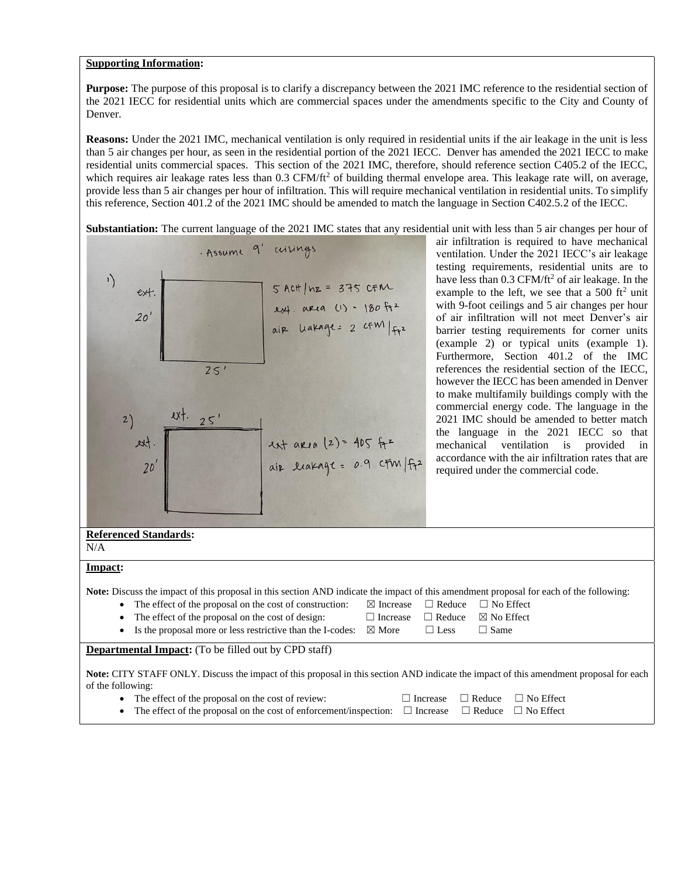**Supporting Information:**

**Purpose:** The purpose of this proposal is to clarify a discrepancy between the 2021 IMC reference to the residential section of the 2021 IECC for residential units which are commercial spaces under the amendments specific to the City and County of Denver.

**Reasons:** Under the 2021 IMC, mechanical ventilation is only required in residential units if the air leakage in the unit is less than 5 air changes per hour, as seen in the residential portion of the 2021 IECC. Denver has amended the 2021 IECC to make residential units commercial spaces. This section of the 2021 IMC, therefore, should reference section C405.2 of the IECC, which requires air leakage rates less than 0.3 CFM/ft$^2$ of building thermal envelope area. This leakage rate will, on average, provide less than 5 air changes per hour of infiltration. This will require mechanical ventilation in residential units. To simplify this reference, Section 401.2 of the 2021 IMC should be amended to match the language in Section C402.5.2 of the IECC.

**Substantiation:** The current language of the 2021 IMC states that any residential unit with less than 5 air changes per hour of air infiltration is required to have mechanical ventilation. Under the 2021 IECC's air leakage testing requirements, residential units are to have less than 0.3 CFM/ft$^2$ of air leakage. In the example to the left, we see that a 500 ft$^2$ unit with 9-foot ceilings and 5 air changes per hour of air infiltration will not meet Denver's air barrier testing requirements for corner units (example 2) or typical units (example 1). Furthermore, Section 401.2 of the IMC references the residential section of the IECC, however the IECC has been amended in Denver to make multifamily buildings comply with the commercial energy code. The language in the 2021 IMC should be amended to better match the language in the 2021 IECC so that mechanical ventilation is provided in accordance with the air infiltration rates that are required under the commercial code.

· Assume 9' ceilings

1) ext. 20' 25'
5 ACH/hr = 375 CFM
ext. area (1) = 180 ft$^2$
air leakage = 2 CFM/ft$^2$

2) ext. 25' ext. 20'
ext area (2) = 405 ft$^2$
air leakage = 0.9 CFM/ft$^2$

**Referenced Standards:**
N/A

**Impact:**

**Note:** Discuss the impact of this proposal in this section AND indicate the impact of this amendment proposal for each of the following:

- The effect of the proposal on the cost of construction: ☒ Increase ☐ Reduce ☐ No Effect
- The effect of the proposal on the cost of design: ☐ Increase ☐ Reduce ☒ No Effect
- Is the proposal more or less restrictive than the I-codes: ☒ More ☐ Less ☐ Same

**Departmental Impact:** (To be filled out by CPD staff)

**Note:** CITY STAFF ONLY. Discuss the impact of this proposal in this section AND indicate the impact of this amendment proposal for each of the following:

- The effect of the proposal on the cost of review: ☐ Increase ☐ Reduce ☐ No Effect
- The effect of the proposal on the cost of enforcement/inspection: ☐ Increase ☐ Reduce ☐ No Effect